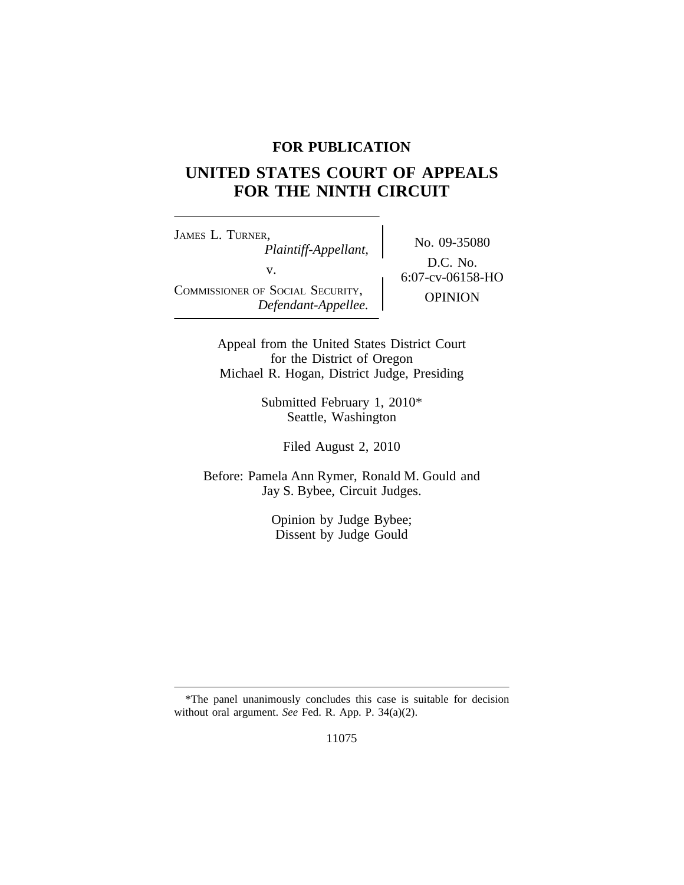**FOR PUBLICATION**

# UNITED STATES COURT OF APPEALS FOR THE NINTH CIRCUIT

JAMES L. TURNER,
*Plaintiff-Appellant,*

v.

COMMISSIONER OF SOCIAL SECURITY,
*Defendant-Appellee.*

No. 09-35080

D.C. No. 6:07-cv-06158-HO

OPINION

Appeal from the United States District Court for the District of Oregon
Michael R. Hogan, District Judge, Presiding

Submitted February 1, 2010*
Seattle, Washington

Filed August 2, 2010

Before: Pamela Ann Rymer, Ronald M. Gould and Jay S. Bybee, Circuit Judges.

Opinion by Judge Bybee;
Dissent by Judge Gould

---

*The panel unanimously concludes this case is suitable for decision without oral argument. *See* Fed. R. App. P. 34(a)(2).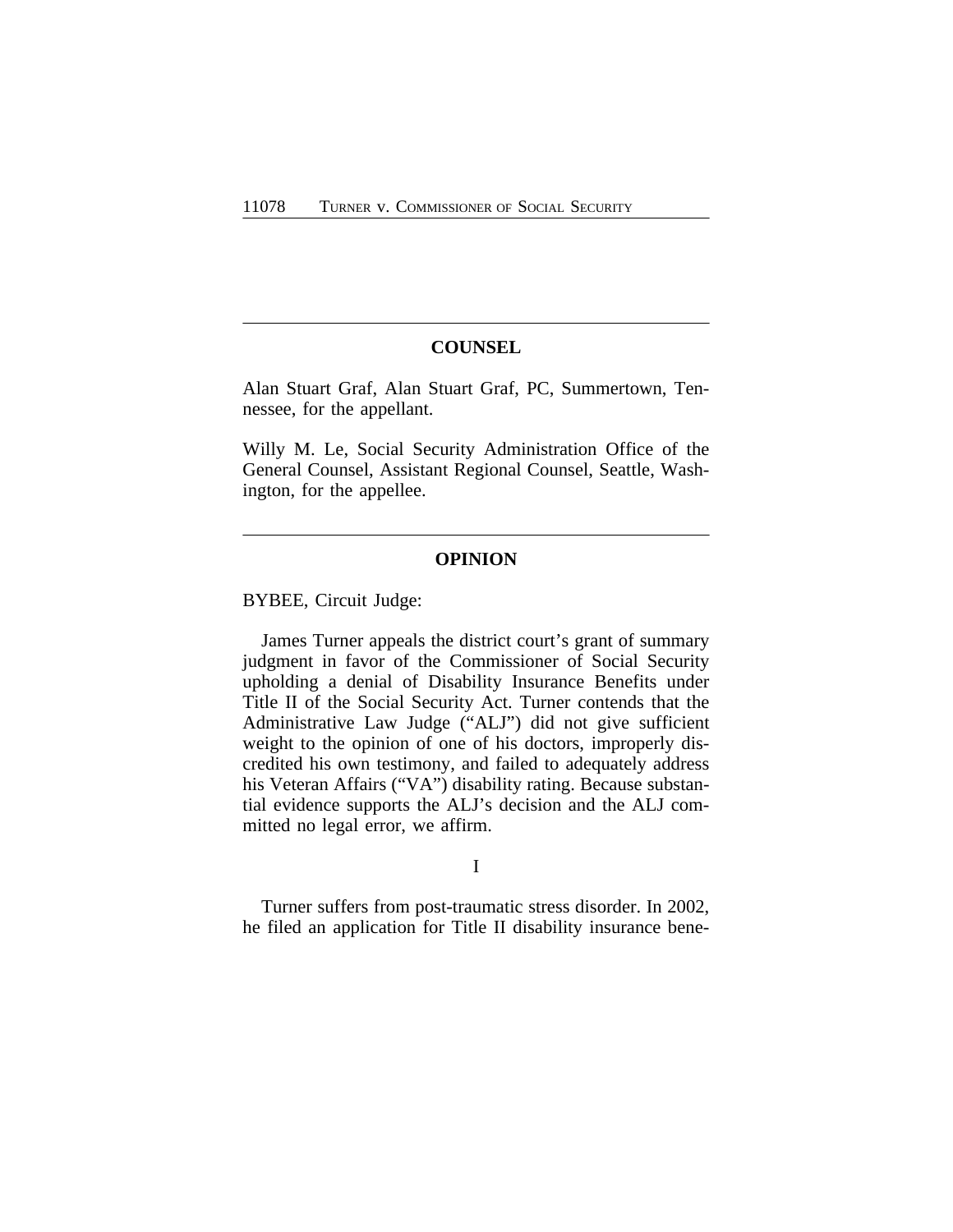## COUNSEL

Alan Stuart Graf, Alan Stuart Graf, PC, Summertown, Tennessee, for the appellant.

Willy M. Le, Social Security Administration Office of the General Counsel, Assistant Regional Counsel, Seattle, Washington, for the appellee.

## OPINION

BYBEE, Circuit Judge:

James Turner appeals the district court's grant of summary judgment in favor of the Commissioner of Social Security upholding a denial of Disability Insurance Benefits under Title II of the Social Security Act. Turner contends that the Administrative Law Judge ("ALJ") did not give sufficient weight to the opinion of one of his doctors, improperly discredited his own testimony, and failed to adequately address his Veteran Affairs ("VA") disability rating. Because substantial evidence supports the ALJ's decision and the ALJ committed no legal error, we affirm.

I

Turner suffers from post-traumatic stress disorder. In 2002, he filed an application for Title II disability insurance bene-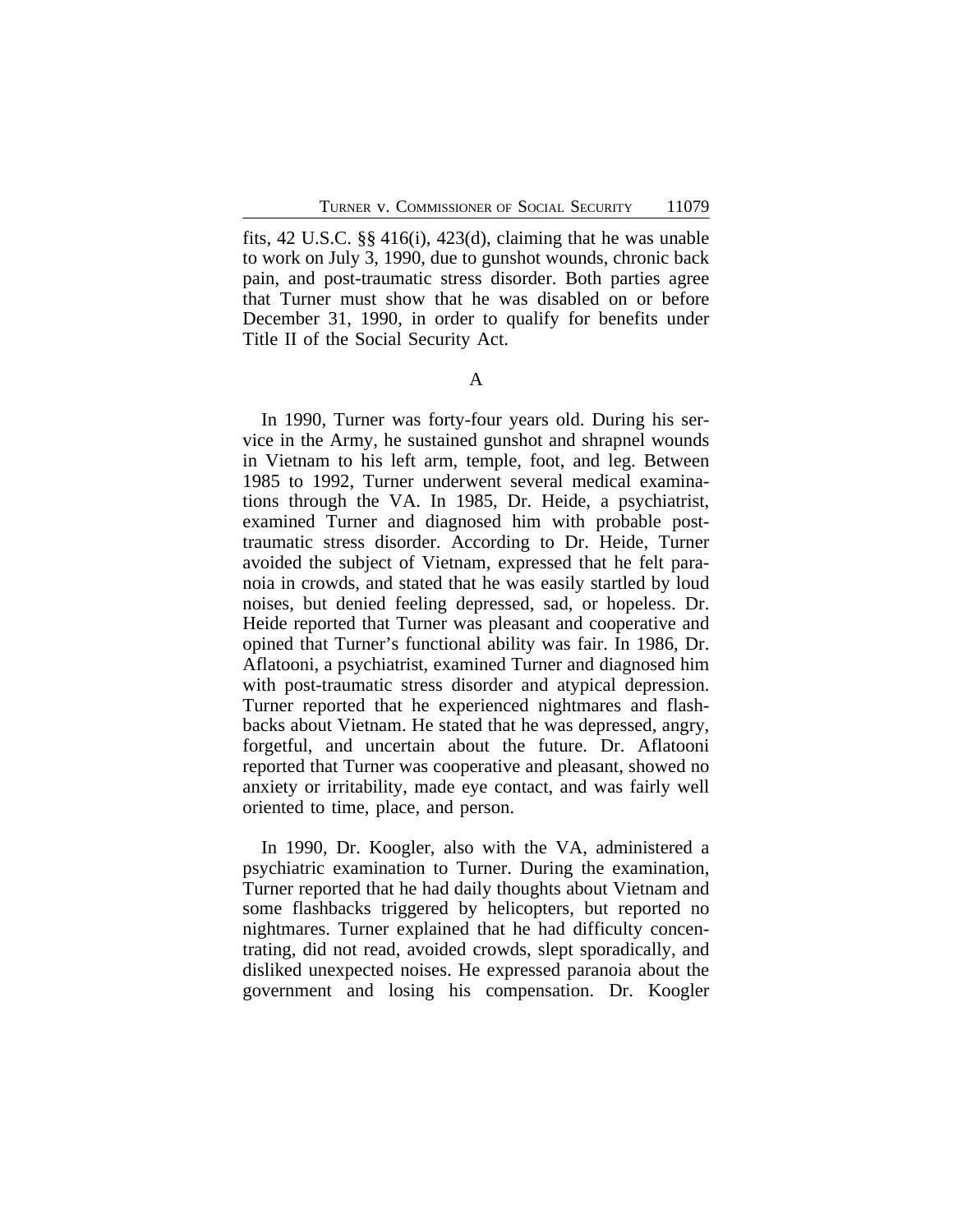fits, 42 U.S.C. §§ 416(i), 423(d), claiming that he was unable to work on July 3, 1990, due to gunshot wounds, chronic back pain, and post-traumatic stress disorder. Both parties agree that Turner must show that he was disabled on or before December 31, 1990, in order to qualify for benefits under Title II of the Social Security Act.

A

In 1990, Turner was forty-four years old. During his service in the Army, he sustained gunshot and shrapnel wounds in Vietnam to his left arm, temple, foot, and leg. Between 1985 to 1992, Turner underwent several medical examinations through the VA. In 1985, Dr. Heide, a psychiatrist, examined Turner and diagnosed him with probable post-traumatic stress disorder. According to Dr. Heide, Turner avoided the subject of Vietnam, expressed that he felt paranoia in crowds, and stated that he was easily startled by loud noises, but denied feeling depressed, sad, or hopeless. Dr. Heide reported that Turner was pleasant and cooperative and opined that Turner's functional ability was fair. In 1986, Dr. Aflatooni, a psychiatrist, examined Turner and diagnosed him with post-traumatic stress disorder and atypical depression. Turner reported that he experienced nightmares and flashbacks about Vietnam. He stated that he was depressed, angry, forgetful, and uncertain about the future. Dr. Aflatooni reported that Turner was cooperative and pleasant, showed no anxiety or irritability, made eye contact, and was fairly well oriented to time, place, and person.

In 1990, Dr. Koogler, also with the VA, administered a psychiatric examination to Turner. During the examination, Turner reported that he had daily thoughts about Vietnam and some flashbacks triggered by helicopters, but reported no nightmares. Turner explained that he had difficulty concentrating, did not read, avoided crowds, slept sporadically, and disliked unexpected noises. He expressed paranoia about the government and losing his compensation. Dr. Koogler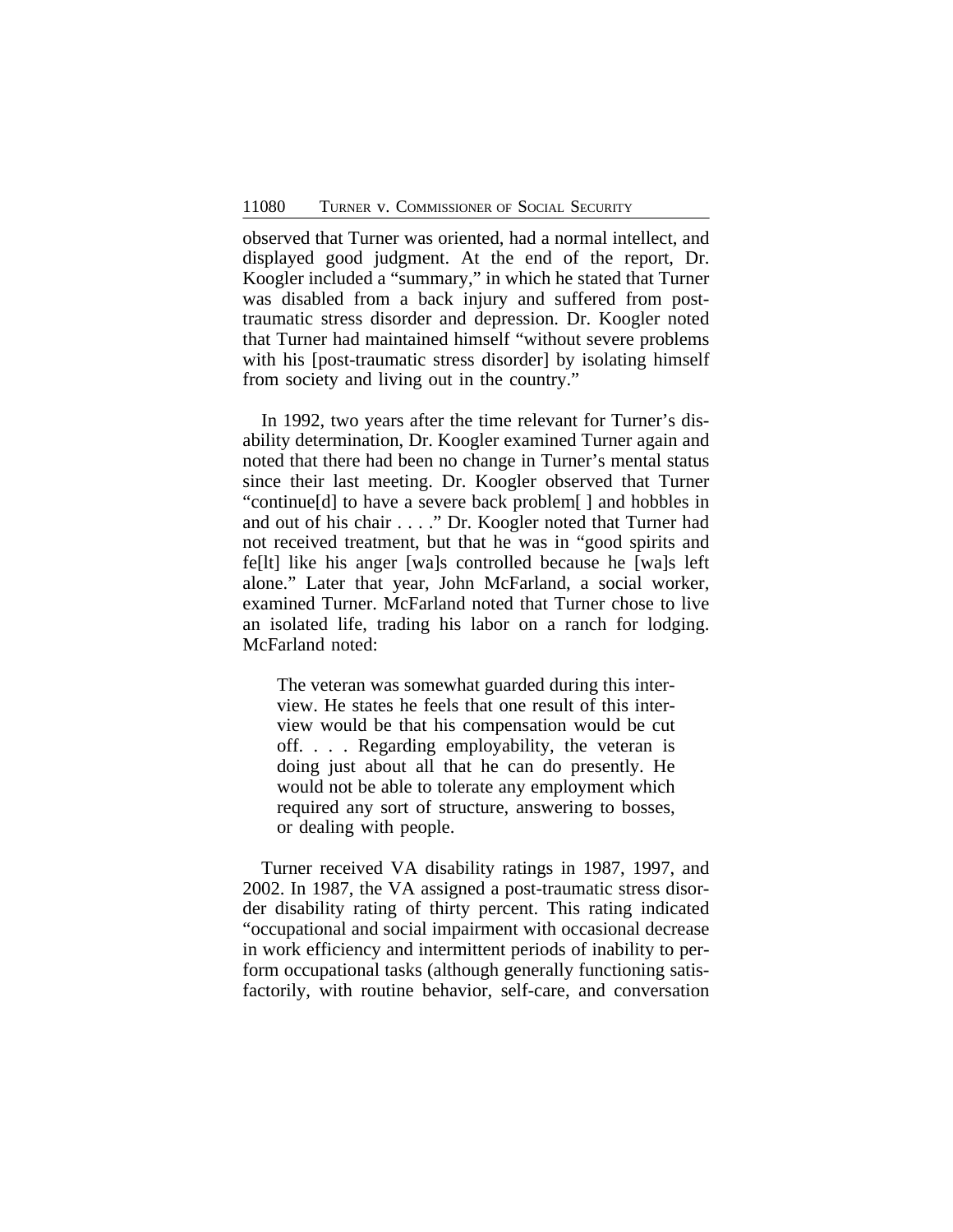observed that Turner was oriented, had a normal intellect, and displayed good judgment. At the end of the report, Dr. Koogler included a "summary," in which he stated that Turner was disabled from a back injury and suffered from post-traumatic stress disorder and depression. Dr. Koogler noted that Turner had maintained himself "without severe problems with his [post-traumatic stress disorder] by isolating himself from society and living out in the country."

In 1992, two years after the time relevant for Turner's disability determination, Dr. Koogler examined Turner again and noted that there had been no change in Turner's mental status since their last meeting. Dr. Koogler observed that Turner "continue[d] to have a severe back problem[ ] and hobbles in and out of his chair . . . ." Dr. Koogler noted that Turner had not received treatment, but that he was in "good spirits and fe[lt] like his anger [wa]s controlled because he [wa]s left alone." Later that year, John McFarland, a social worker, examined Turner. McFarland noted that Turner chose to live an isolated life, trading his labor on a ranch for lodging. McFarland noted:

> The veteran was somewhat guarded during this interview. He states he feels that one result of this interview would be that his compensation would be cut off. . . . Regarding employability, the veteran is doing just about all that he can do presently. He would not be able to tolerate any employment which required any sort of structure, answering to bosses, or dealing with people.

Turner received VA disability ratings in 1987, 1997, and 2002. In 1987, the VA assigned a post-traumatic stress disorder disability rating of thirty percent. This rating indicated "occupational and social impairment with occasional decrease in work efficiency and intermittent periods of inability to perform occupational tasks (although generally functioning satisfactorily, with routine behavior, self-care, and conversation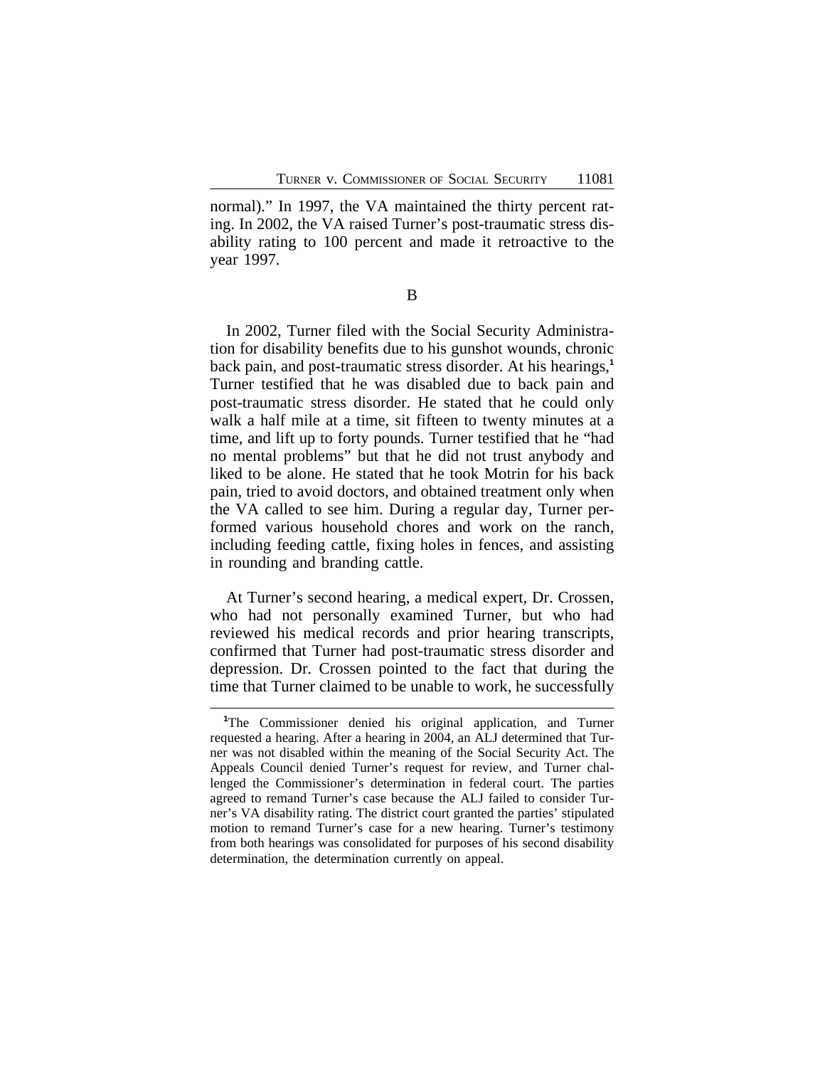normal)." In 1997, the VA maintained the thirty percent rating. In 2002, the VA raised Turner's post-traumatic stress disability rating to 100 percent and made it retroactive to the year 1997.

B

In 2002, Turner filed with the Social Security Administration for disability benefits due to his gunshot wounds, chronic back pain, and post-traumatic stress disorder. At his hearings,[1] Turner testified that he was disabled due to back pain and post-traumatic stress disorder. He stated that he could only walk a half mile at a time, sit fifteen to twenty minutes at a time, and lift up to forty pounds. Turner testified that he "had no mental problems" but that he did not trust anybody and liked to be alone. He stated that he took Motrin for his back pain, tried to avoid doctors, and obtained treatment only when the VA called to see him. During a regular day, Turner performed various household chores and work on the ranch, including feeding cattle, fixing holes in fences, and assisting in rounding and branding cattle.

At Turner's second hearing, a medical expert, Dr. Crossen, who had not personally examined Turner, but who had reviewed his medical records and prior hearing transcripts, confirmed that Turner had post-traumatic stress disorder and depression. Dr. Crossen pointed to the fact that during the time that Turner claimed to be unable to work, he successfully

[1]The Commissioner denied his original application, and Turner requested a hearing. After a hearing in 2004, an ALJ determined that Turner was not disabled within the meaning of the Social Security Act. The Appeals Council denied Turner's request for review, and Turner challenged the Commissioner's determination in federal court. The parties agreed to remand Turner's case because the ALJ failed to consider Turner's VA disability rating. The district court granted the parties' stipulated motion to remand Turner's case for a new hearing. Turner's testimony from both hearings was consolidated for purposes of his second disability determination, the determination currently on appeal.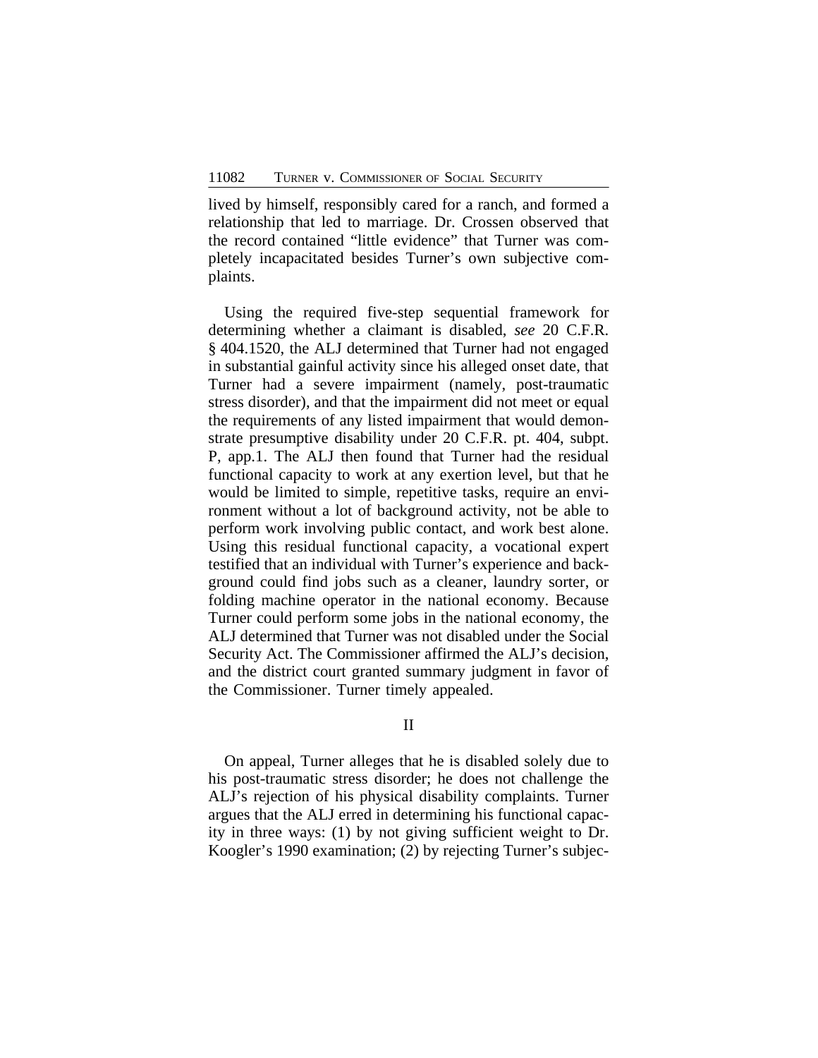lived by himself, responsibly cared for a ranch, and formed a relationship that led to marriage. Dr. Crossen observed that the record contained "little evidence" that Turner was completely incapacitated besides Turner's own subjective complaints.

Using the required five-step sequential framework for determining whether a claimant is disabled, *see* 20 C.F.R. § 404.1520, the ALJ determined that Turner had not engaged in substantial gainful activity since his alleged onset date, that Turner had a severe impairment (namely, post-traumatic stress disorder), and that the impairment did not meet or equal the requirements of any listed impairment that would demonstrate presumptive disability under 20 C.F.R. pt. 404, subpt. P, app.1. The ALJ then found that Turner had the residual functional capacity to work at any exertion level, but that he would be limited to simple, repetitive tasks, require an environment without a lot of background activity, not be able to perform work involving public contact, and work best alone. Using this residual functional capacity, a vocational expert testified that an individual with Turner's experience and background could find jobs such as a cleaner, laundry sorter, or folding machine operator in the national economy. Because Turner could perform some jobs in the national economy, the ALJ determined that Turner was not disabled under the Social Security Act. The Commissioner affirmed the ALJ's decision, and the district court granted summary judgment in favor of the Commissioner. Turner timely appealed.

## II

On appeal, Turner alleges that he is disabled solely due to his post-traumatic stress disorder; he does not challenge the ALJ's rejection of his physical disability complaints. Turner argues that the ALJ erred in determining his functional capacity in three ways: (1) by not giving sufficient weight to Dr. Koogler's 1990 examination; (2) by rejecting Turner's subjec-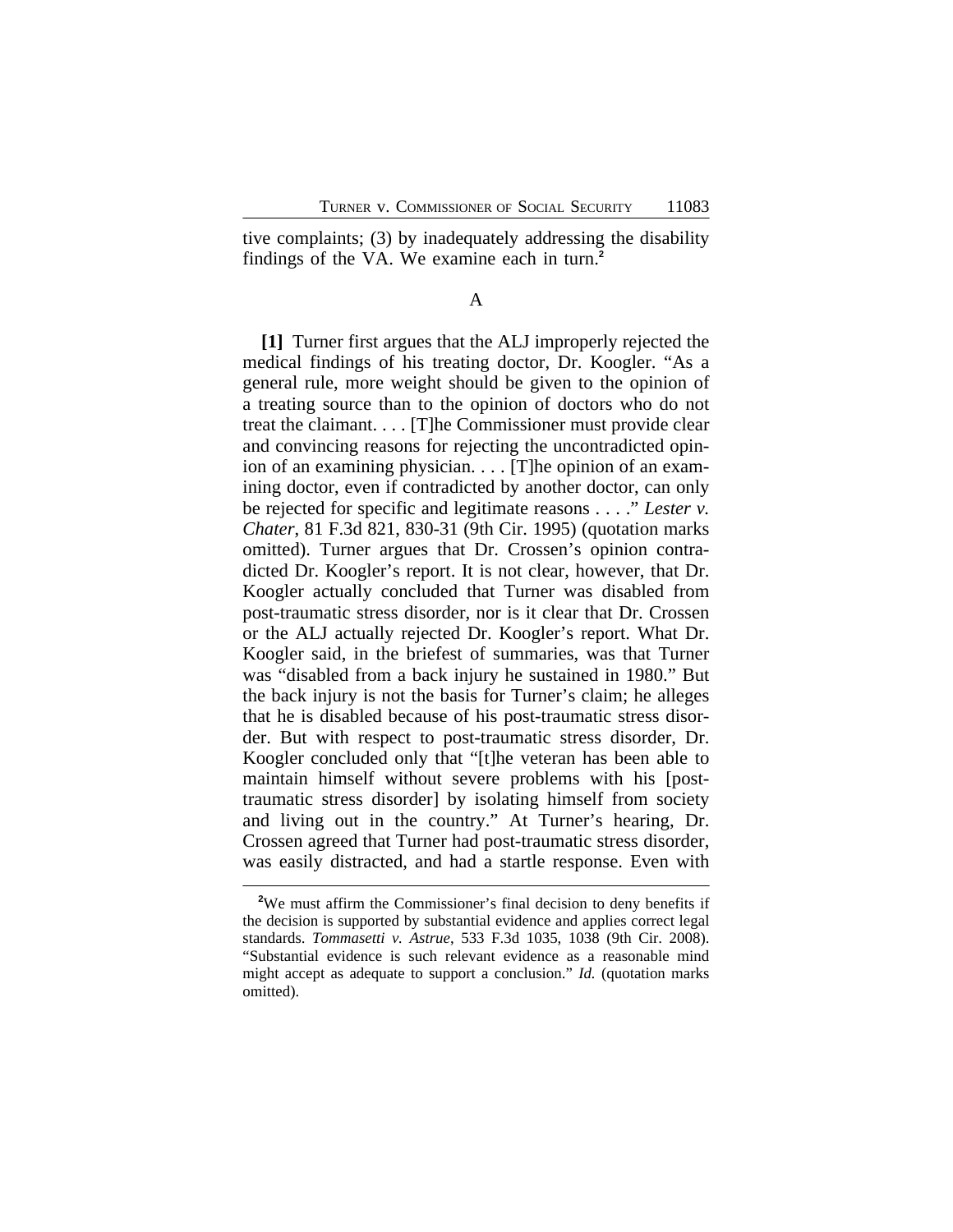tive complaints; (3) by inadequately addressing the disability findings of the VA. We examine each in turn.[2]

A

**[1]** Turner first argues that the ALJ improperly rejected the medical findings of his treating doctor, Dr. Koogler. "As a general rule, more weight should be given to the opinion of a treating source than to the opinion of doctors who do not treat the claimant. . . . [T]he Commissioner must provide clear and convincing reasons for rejecting the uncontradicted opinion of an examining physician. . . . [T]he opinion of an examining doctor, even if contradicted by another doctor, can only be rejected for specific and legitimate reasons . . . ." *Lester v. Chater*, 81 F.3d 821, 830-31 (9th Cir. 1995) (quotation marks omitted). Turner argues that Dr. Crossen's opinion contradicted Dr. Koogler's report. It is not clear, however, that Dr. Koogler actually concluded that Turner was disabled from post-traumatic stress disorder, nor is it clear that Dr. Crossen or the ALJ actually rejected Dr. Koogler's report. What Dr. Koogler said, in the briefest of summaries, was that Turner was "disabled from a back injury he sustained in 1980." But the back injury is not the basis for Turner's claim; he alleges that he is disabled because of his post-traumatic stress disorder. But with respect to post-traumatic stress disorder, Dr. Koogler concluded only that "[t]he veteran has been able to maintain himself without severe problems with his [post-traumatic stress disorder] by isolating himself from society and living out in the country." At Turner's hearing, Dr. Crossen agreed that Turner had post-traumatic stress disorder, was easily distracted, and had a startle response. Even with

[2]We must affirm the Commissioner's final decision to deny benefits if the decision is supported by substantial evidence and applies correct legal standards. *Tommasetti v. Astrue*, 533 F.3d 1035, 1038 (9th Cir. 2008). "Substantial evidence is such relevant evidence as a reasonable mind might accept as adequate to support a conclusion." *Id.* (quotation marks omitted).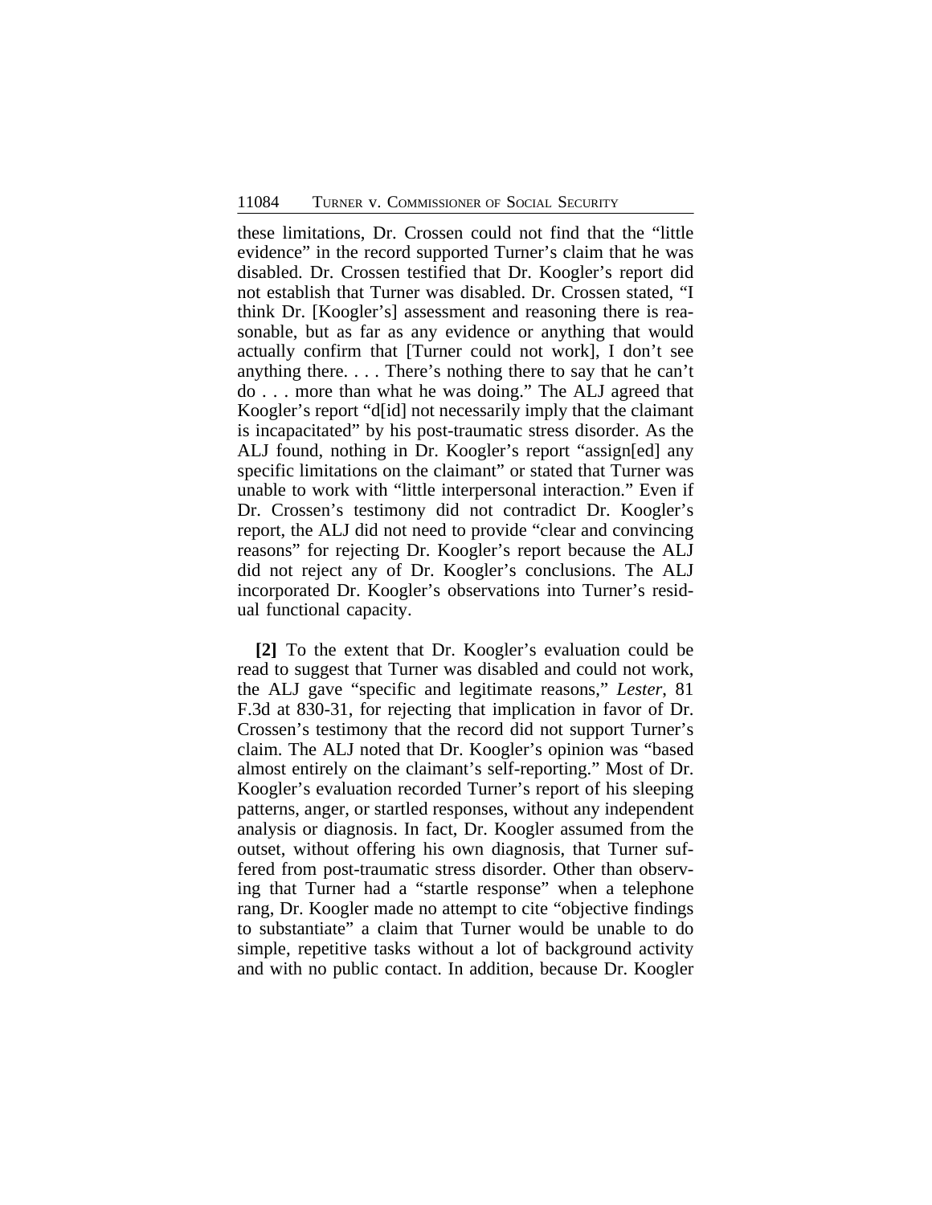these limitations, Dr. Crossen could not find that the "little evidence" in the record supported Turner's claim that he was disabled. Dr. Crossen testified that Dr. Koogler's report did not establish that Turner was disabled. Dr. Crossen stated, "I think Dr. [Koogler's] assessment and reasoning there is reasonable, but as far as any evidence or anything that would actually confirm that [Turner could not work], I don't see anything there. . . . There's nothing there to say that he can't do . . . more than what he was doing." The ALJ agreed that Koogler's report "d[id] not necessarily imply that the claimant is incapacitated" by his post-traumatic stress disorder. As the ALJ found, nothing in Dr. Koogler's report "assign[ed] any specific limitations on the claimant" or stated that Turner was unable to work with "little interpersonal interaction." Even if Dr. Crossen's testimony did not contradict Dr. Koogler's report, the ALJ did not need to provide "clear and convincing reasons" for rejecting Dr. Koogler's report because the ALJ did not reject any of Dr. Koogler's conclusions. The ALJ incorporated Dr. Koogler's observations into Turner's residual functional capacity.

**[2]** To the extent that Dr. Koogler's evaluation could be read to suggest that Turner was disabled and could not work, the ALJ gave "specific and legitimate reasons," *Lester*, 81 F.3d at 830-31, for rejecting that implication in favor of Dr. Crossen's testimony that the record did not support Turner's claim. The ALJ noted that Dr. Koogler's opinion was "based almost entirely on the claimant's self-reporting." Most of Dr. Koogler's evaluation recorded Turner's report of his sleeping patterns, anger, or startled responses, without any independent analysis or diagnosis. In fact, Dr. Koogler assumed from the outset, without offering his own diagnosis, that Turner suffered from post-traumatic stress disorder. Other than observing that Turner had a "startle response" when a telephone rang, Dr. Koogler made no attempt to cite "objective findings to substantiate" a claim that Turner would be unable to do simple, repetitive tasks without a lot of background activity and with no public contact. In addition, because Dr. Koogler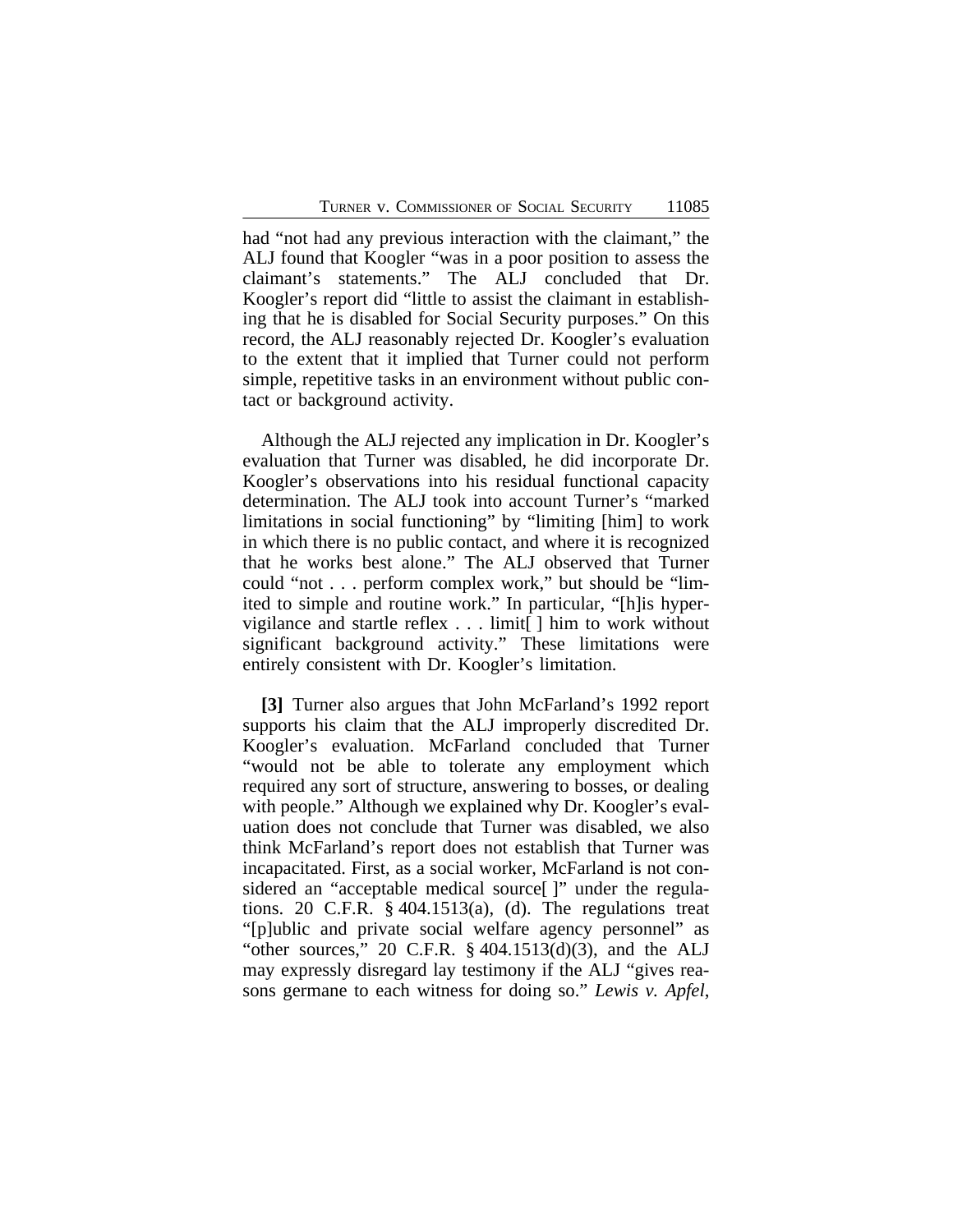had "not had any previous interaction with the claimant," the ALJ found that Koogler "was in a poor position to assess the claimant's statements." The ALJ concluded that Dr. Koogler's report did "little to assist the claimant in establishing that he is disabled for Social Security purposes." On this record, the ALJ reasonably rejected Dr. Koogler's evaluation to the extent that it implied that Turner could not perform simple, repetitive tasks in an environment without public contact or background activity.

Although the ALJ rejected any implication in Dr. Koogler's evaluation that Turner was disabled, he did incorporate Dr. Koogler's observations into his residual functional capacity determination. The ALJ took into account Turner's "marked limitations in social functioning" by "limiting [him] to work in which there is no public contact, and where it is recognized that he works best alone." The ALJ observed that Turner could "not . . . perform complex work," but should be "limited to simple and routine work." In particular, "[h]is hypervigilance and startle reflex . . . limit[ ] him to work without significant background activity." These limitations were entirely consistent with Dr. Koogler's limitation.

**[3]** Turner also argues that John McFarland's 1992 report supports his claim that the ALJ improperly discredited Dr. Koogler's evaluation. McFarland concluded that Turner "would not be able to tolerate any employment which required any sort of structure, answering to bosses, or dealing with people." Although we explained why Dr. Koogler's evaluation does not conclude that Turner was disabled, we also think McFarland's report does not establish that Turner was incapacitated. First, as a social worker, McFarland is not considered an "acceptable medical source[ ]" under the regulations. 20 C.F.R. § 404.1513(a), (d). The regulations treat "[p]ublic and private social welfare agency personnel" as "other sources," 20 C.F.R. § 404.1513(d)(3), and the ALJ may expressly disregard lay testimony if the ALJ "gives reasons germane to each witness for doing so." *Lewis v. Apfel*,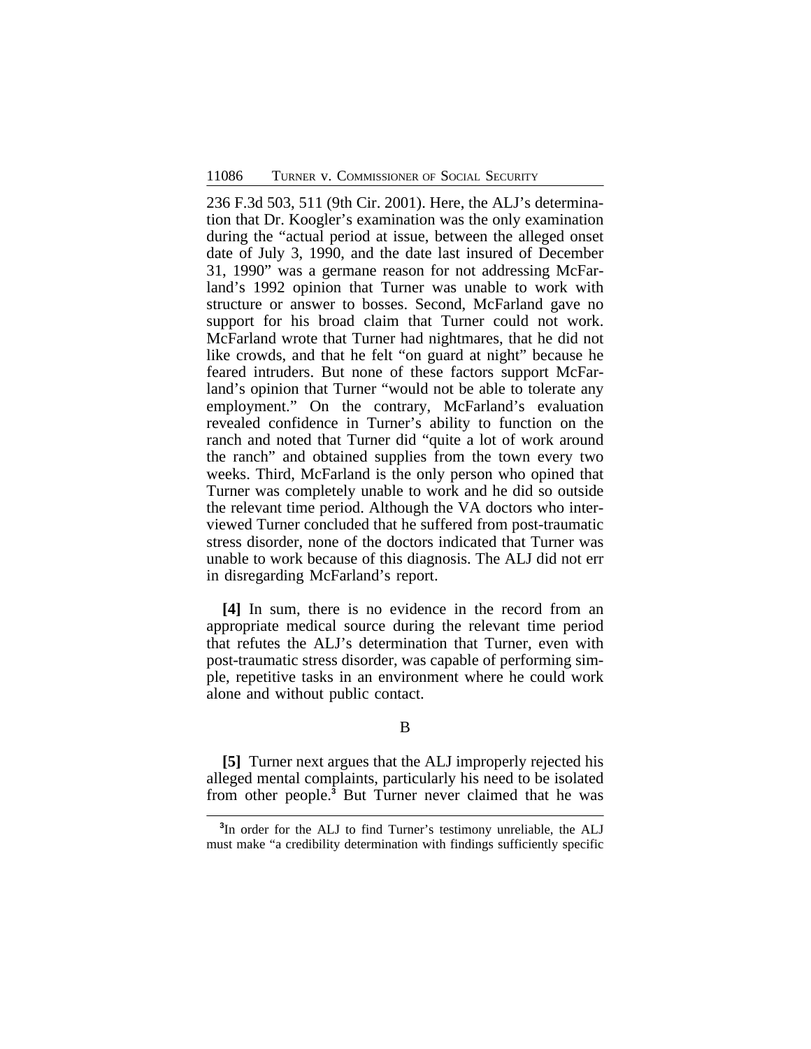236 F.3d 503, 511 (9th Cir. 2001). Here, the ALJ's determination that Dr. Koogler's examination was the only examination during the "actual period at issue, between the alleged onset date of July 3, 1990, and the date last insured of December 31, 1990" was a germane reason for not addressing McFarland's 1992 opinion that Turner was unable to work with structure or answer to bosses. Second, McFarland gave no support for his broad claim that Turner could not work. McFarland wrote that Turner had nightmares, that he did not like crowds, and that he felt "on guard at night" because he feared intruders. But none of these factors support McFarland's opinion that Turner "would not be able to tolerate any employment." On the contrary, McFarland's evaluation revealed confidence in Turner's ability to function on the ranch and noted that Turner did "quite a lot of work around the ranch" and obtained supplies from the town every two weeks. Third, McFarland is the only person who opined that Turner was completely unable to work and he did so outside the relevant time period. Although the VA doctors who interviewed Turner concluded that he suffered from post-traumatic stress disorder, none of the doctors indicated that Turner was unable to work because of this diagnosis. The ALJ did not err in disregarding McFarland's report.

**[4]** In sum, there is no evidence in the record from an appropriate medical source during the relevant time period that refutes the ALJ's determination that Turner, even with post-traumatic stress disorder, was capable of performing simple, repetitive tasks in an environment where he could work alone and without public contact.

B

**[5]** Turner next argues that the ALJ improperly rejected his alleged mental complaints, particularly his need to be isolated from other people.[3] But Turner never claimed that he was

[3]In order for the ALJ to find Turner's testimony unreliable, the ALJ must make "a credibility determination with findings sufficiently specific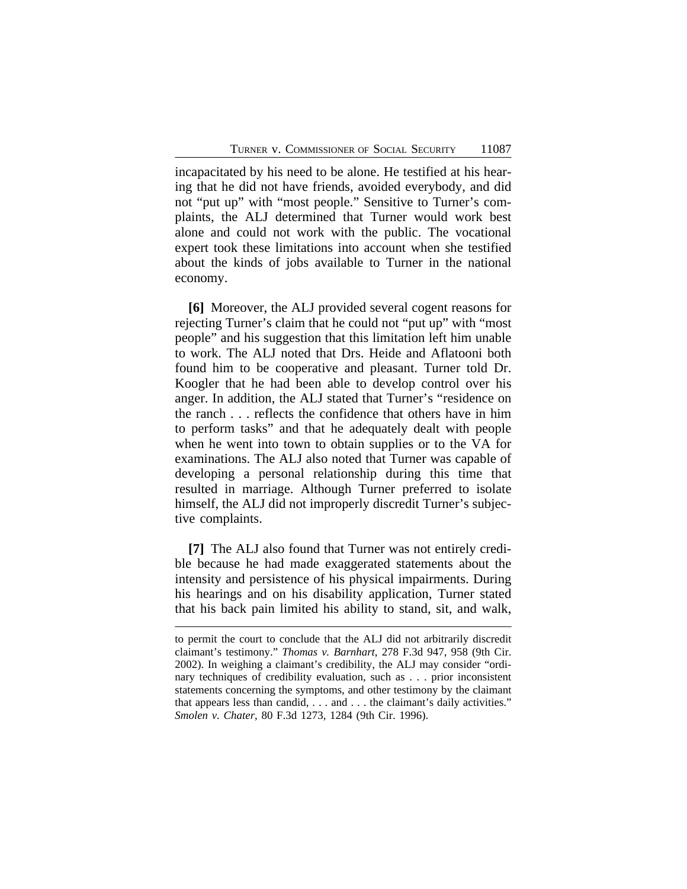incapacitated by his need to be alone. He testified at his hearing that he did not have friends, avoided everybody, and did not "put up" with "most people." Sensitive to Turner's complaints, the ALJ determined that Turner would work best alone and could not work with the public. The vocational expert took these limitations into account when she testified about the kinds of jobs available to Turner in the national economy.

**[6]** Moreover, the ALJ provided several cogent reasons for rejecting Turner's claim that he could not "put up" with "most people" and his suggestion that this limitation left him unable to work. The ALJ noted that Drs. Heide and Aflatooni both found him to be cooperative and pleasant. Turner told Dr. Koogler that he had been able to develop control over his anger. In addition, the ALJ stated that Turner's "residence on the ranch . . . reflects the confidence that others have in him to perform tasks" and that he adequately dealt with people when he went into town to obtain supplies or to the VA for examinations. The ALJ also noted that Turner was capable of developing a personal relationship during this time that resulted in marriage. Although Turner preferred to isolate himself, the ALJ did not improperly discredit Turner's subjective complaints.

**[7]** The ALJ also found that Turner was not entirely credible because he had made exaggerated statements about the intensity and persistence of his physical impairments. During his hearings and on his disability application, Turner stated that his back pain limited his ability to stand, sit, and walk,

---

to permit the court to conclude that the ALJ did not arbitrarily discredit claimant's testimony." *Thomas v. Barnhart*, 278 F.3d 947, 958 (9th Cir. 2002). In weighing a claimant's credibility, the ALJ may consider "ordinary techniques of credibility evaluation, such as . . . prior inconsistent statements concerning the symptoms, and other testimony by the claimant that appears less than candid, . . . and . . . the claimant's daily activities." *Smolen v. Chater*, 80 F.3d 1273, 1284 (9th Cir. 1996).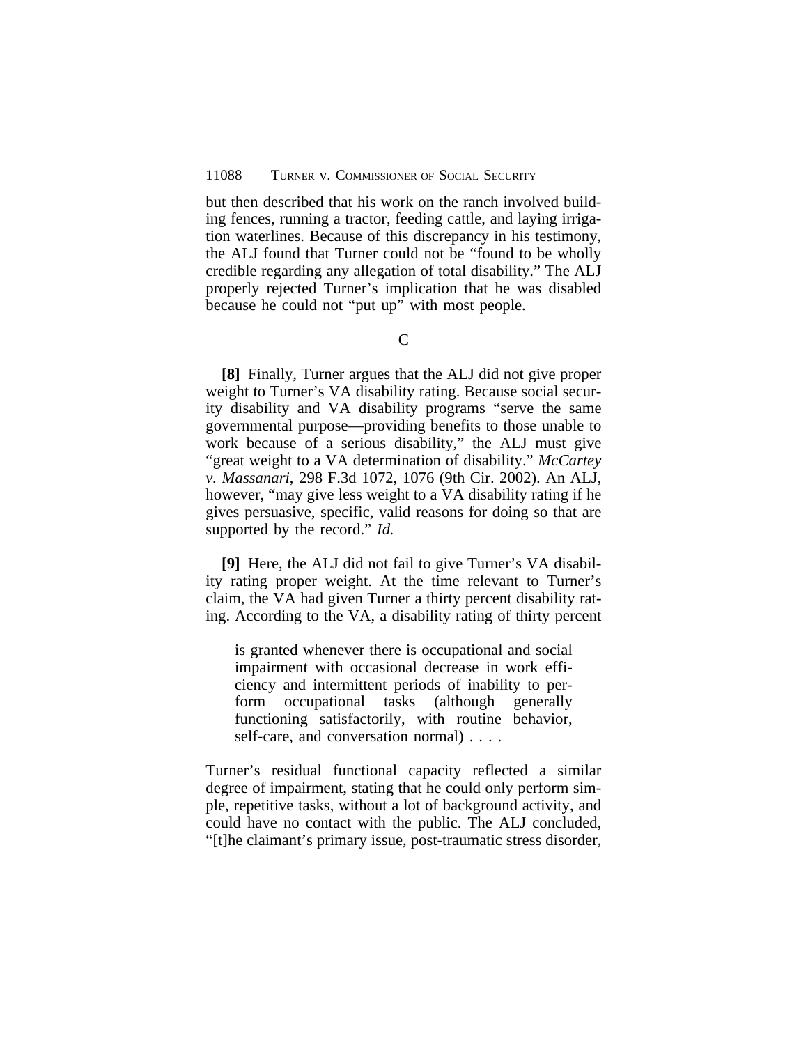but then described that his work on the ranch involved building fences, running a tractor, feeding cattle, and laying irrigation waterlines. Because of this discrepancy in his testimony, the ALJ found that Turner could not be "found to be wholly credible regarding any allegation of total disability." The ALJ properly rejected Turner's implication that he was disabled because he could not "put up" with most people.

C

**[8]** Finally, Turner argues that the ALJ did not give proper weight to Turner's VA disability rating. Because social security disability and VA disability programs "serve the same governmental purpose—providing benefits to those unable to work because of a serious disability," the ALJ must give "great weight to a VA determination of disability." *McCartey v. Massanari*, 298 F.3d 1072, 1076 (9th Cir. 2002). An ALJ, however, "may give less weight to a VA disability rating if he gives persuasive, specific, valid reasons for doing so that are supported by the record." *Id.*

**[9]** Here, the ALJ did not fail to give Turner's VA disability rating proper weight. At the time relevant to Turner's claim, the VA had given Turner a thirty percent disability rating. According to the VA, a disability rating of thirty percent

> is granted whenever there is occupational and social impairment with occasional decrease in work efficiency and intermittent periods of inability to perform occupational tasks (although generally functioning satisfactorily, with routine behavior, self-care, and conversation normal) . . . .

Turner's residual functional capacity reflected a similar degree of impairment, stating that he could only perform simple, repetitive tasks, without a lot of background activity, and could have no contact with the public. The ALJ concluded, "[t]he claimant's primary issue, post-traumatic stress disorder,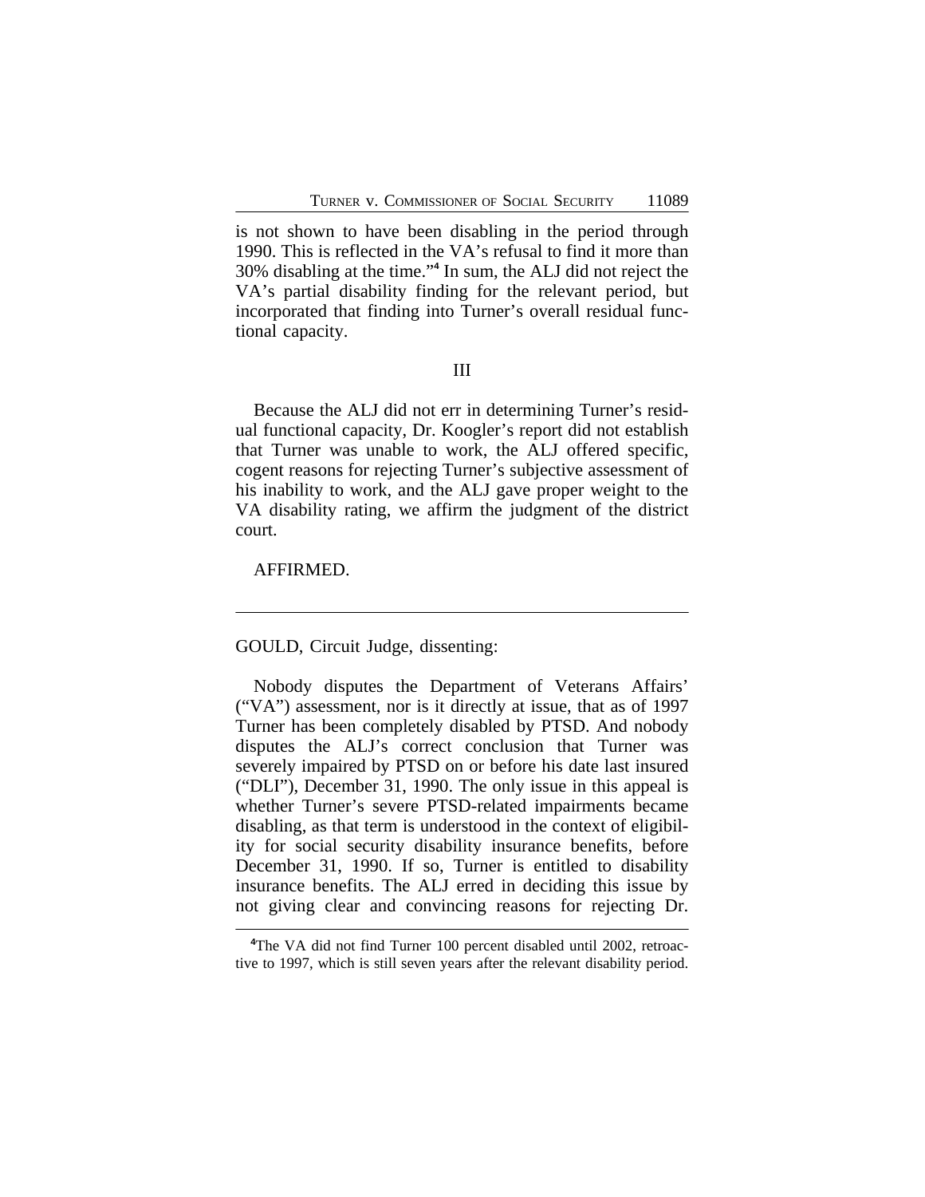is not shown to have been disabling in the period through 1990. This is reflected in the VA's refusal to find it more than 30% disabling at the time."[4] In sum, the ALJ did not reject the VA's partial disability finding for the relevant period, but incorporated that finding into Turner's overall residual functional capacity.

## III

Because the ALJ did not err in determining Turner's residual functional capacity, Dr. Koogler's report did not establish that Turner was unable to work, the ALJ offered specific, cogent reasons for rejecting Turner's subjective assessment of his inability to work, and the ALJ gave proper weight to the VA disability rating, we affirm the judgment of the district court.

AFFIRMED.

---

GOULD, Circuit Judge, dissenting:

Nobody disputes the Department of Veterans Affairs' ("VA") assessment, nor is it directly at issue, that as of 1997 Turner has been completely disabled by PTSD. And nobody disputes the ALJ's correct conclusion that Turner was severely impaired by PTSD on or before his date last insured ("DLI"), December 31, 1990. The only issue in this appeal is whether Turner's severe PTSD-related impairments became disabling, as that term is understood in the context of eligibility for social security disability insurance benefits, before December 31, 1990. If so, Turner is entitled to disability insurance benefits. The ALJ erred in deciding this issue by not giving clear and convincing reasons for rejecting Dr.

---

[4]The VA did not find Turner 100 percent disabled until 2002, retroactive to 1997, which is still seven years after the relevant disability period.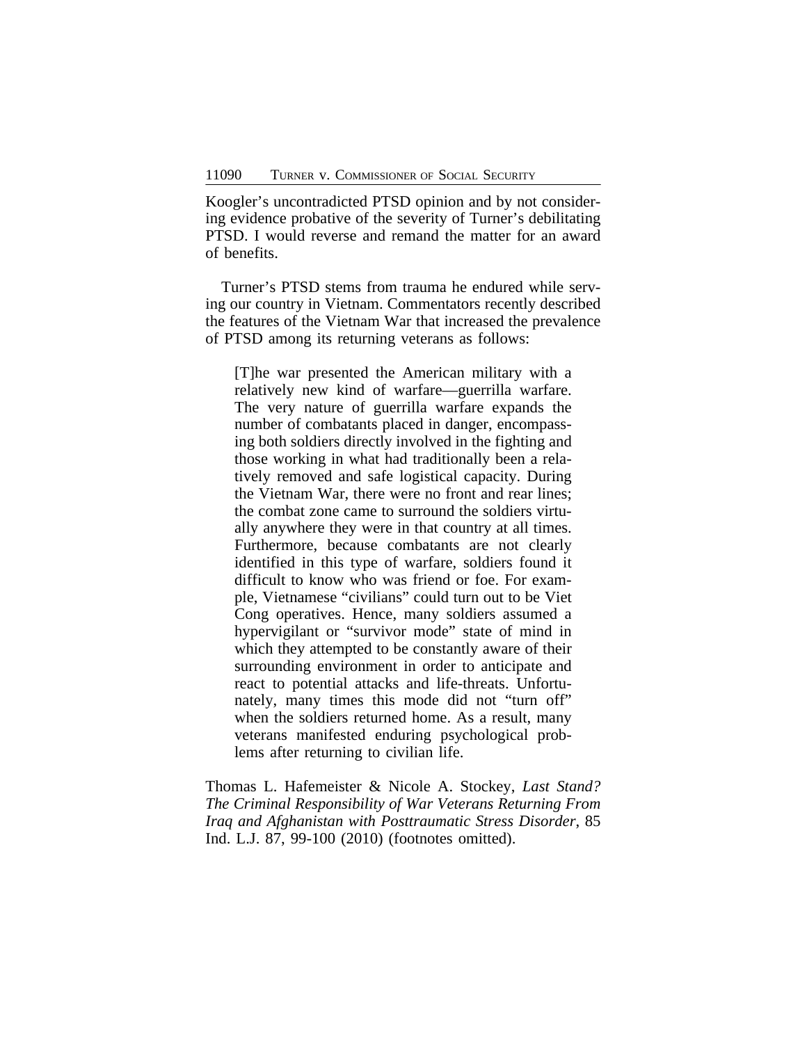Koogler's uncontradicted PTSD opinion and by not considering evidence probative of the severity of Turner's debilitating PTSD. I would reverse and remand the matter for an award of benefits.

Turner's PTSD stems from trauma he endured while serving our country in Vietnam. Commentators recently described the features of the Vietnam War that increased the prevalence of PTSD among its returning veterans as follows:

> [T]he war presented the American military with a relatively new kind of warfare—guerrilla warfare. The very nature of guerrilla warfare expands the number of combatants placed in danger, encompassing both soldiers directly involved in the fighting and those working in what had traditionally been a relatively removed and safe logistical capacity. During the Vietnam War, there were no front and rear lines; the combat zone came to surround the soldiers virtually anywhere they were in that country at all times. Furthermore, because combatants are not clearly identified in this type of warfare, soldiers found it difficult to know who was friend or foe. For example, Vietnamese "civilians" could turn out to be Viet Cong operatives. Hence, many soldiers assumed a hypervigilant or "survivor mode" state of mind in which they attempted to be constantly aware of their surrounding environment in order to anticipate and react to potential attacks and life-threats. Unfortunately, many times this mode did not "turn off" when the soldiers returned home. As a result, many veterans manifested enduring psychological problems after returning to civilian life.

Thomas L. Hafemeister & Nicole A. Stockey, *Last Stand? The Criminal Responsibility of War Veterans Returning From Iraq and Afghanistan with Posttraumatic Stress Disorder*, 85 Ind. L.J. 87, 99-100 (2010) (footnotes omitted).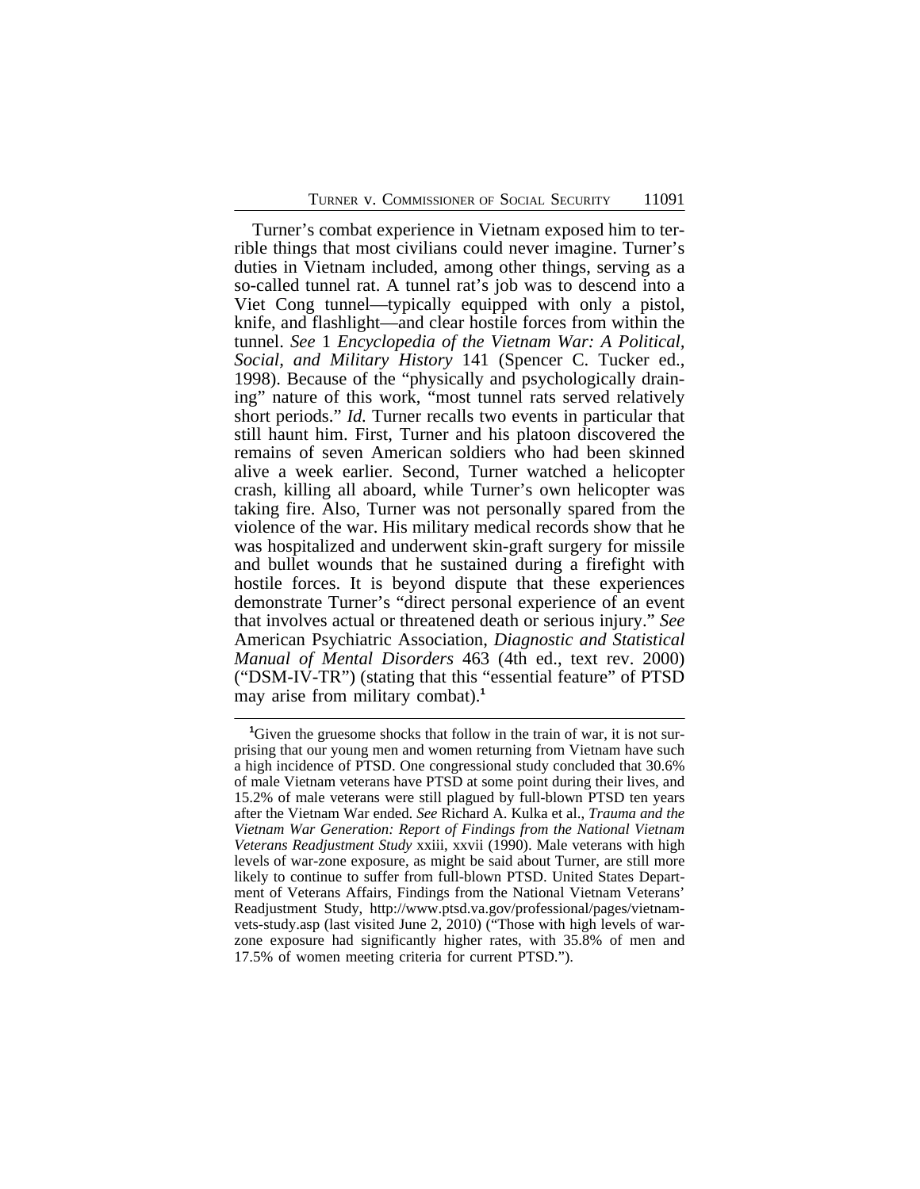Turner's combat experience in Vietnam exposed him to terrible things that most civilians could never imagine. Turner's duties in Vietnam included, among other things, serving as a so-called tunnel rat. A tunnel rat's job was to descend into a Viet Cong tunnel—typically equipped with only a pistol, knife, and flashlight—and clear hostile forces from within the tunnel. *See* 1 *Encyclopedia of the Vietnam War: A Political, Social, and Military History* 141 (Spencer C. Tucker ed., 1998). Because of the "physically and psychologically draining" nature of this work, "most tunnel rats served relatively short periods." *Id.* Turner recalls two events in particular that still haunt him. First, Turner and his platoon discovered the remains of seven American soldiers who had been skinned alive a week earlier. Second, Turner watched a helicopter crash, killing all aboard, while Turner's own helicopter was taking fire. Also, Turner was not personally spared from the violence of the war. His military medical records show that he was hospitalized and underwent skin-graft surgery for missile and bullet wounds that he sustained during a firefight with hostile forces. It is beyond dispute that these experiences demonstrate Turner's "direct personal experience of an event that involves actual or threatened death or serious injury." *See* American Psychiatric Association, *Diagnostic and Statistical Manual of Mental Disorders* 463 (4th ed., text rev. 2000) ("DSM-IV-TR") (stating that this "essential feature" of PTSD may arise from military combat).[1]

---

[1]Given the gruesome shocks that follow in the train of war, it is not surprising that our young men and women returning from Vietnam have such a high incidence of PTSD. One congressional study concluded that 30.6% of male Vietnam veterans have PTSD at some point during their lives, and 15.2% of male veterans were still plagued by full-blown PTSD ten years after the Vietnam War ended. *See* Richard A. Kulka et al., *Trauma and the Vietnam War Generation: Report of Findings from the National Vietnam Veterans Readjustment Study* xxiii, xxvii (1990). Male veterans with high levels of war-zone exposure, as might be said about Turner, are still more likely to continue to suffer from full-blown PTSD. United States Department of Veterans Affairs, Findings from the National Vietnam Veterans' Readjustment Study, http://www.ptsd.va.gov/professional/pages/vietnam-vets-study.asp (last visited June 2, 2010) ("Those with high levels of war-zone exposure had significantly higher rates, with 35.8% of men and 17.5% of women meeting criteria for current PTSD.").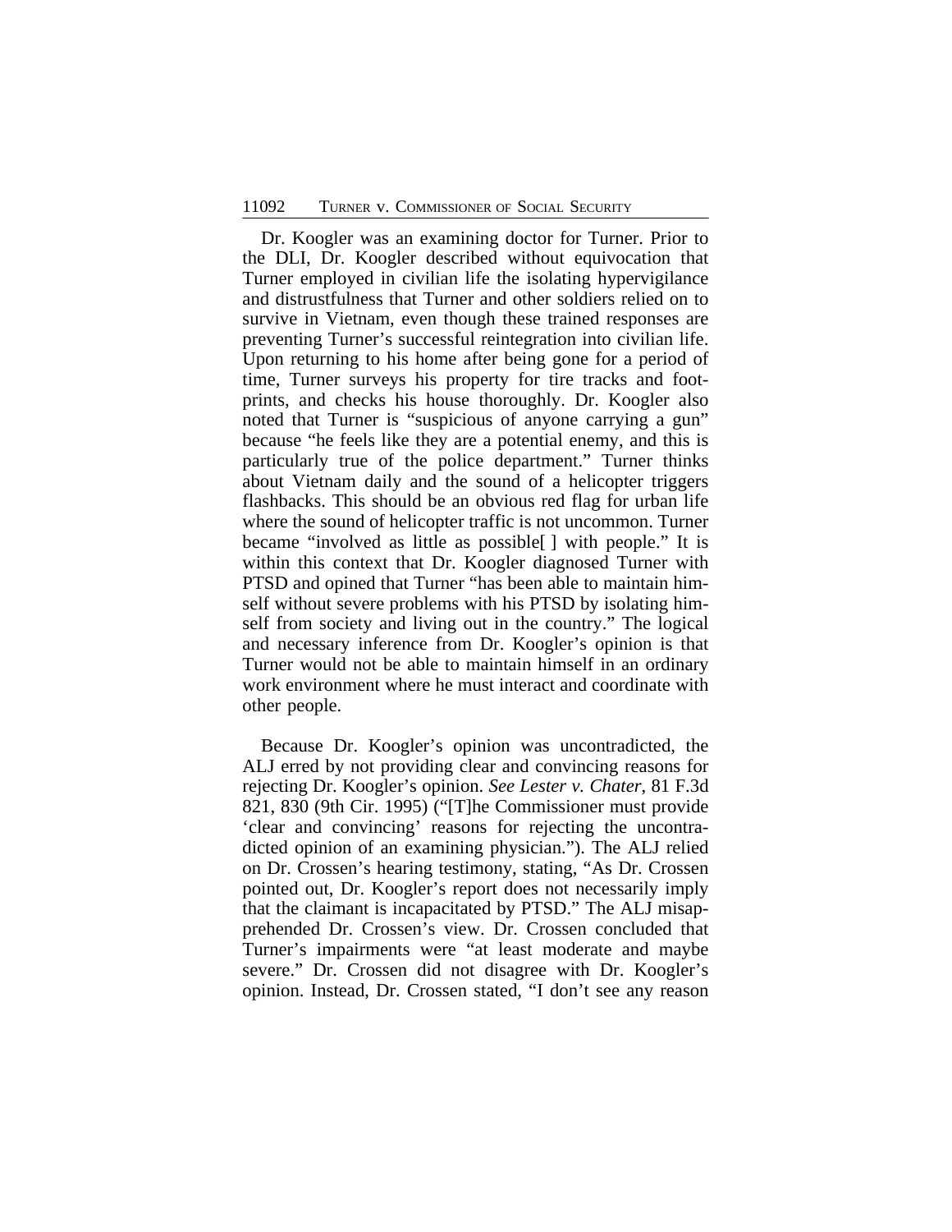Dr. Koogler was an examining doctor for Turner. Prior to the DLI, Dr. Koogler described without equivocation that Turner employed in civilian life the isolating hypervigilance and distrustfulness that Turner and other soldiers relied on to survive in Vietnam, even though these trained responses are preventing Turner's successful reintegration into civilian life. Upon returning to his home after being gone for a period of time, Turner surveys his property for tire tracks and footprints, and checks his house thoroughly. Dr. Koogler also noted that Turner is "suspicious of anyone carrying a gun" because "he feels like they are a potential enemy, and this is particularly true of the police department." Turner thinks about Vietnam daily and the sound of a helicopter triggers flashbacks. This should be an obvious red flag for urban life where the sound of helicopter traffic is not uncommon. Turner became "involved as little as possible[ ] with people." It is within this context that Dr. Koogler diagnosed Turner with PTSD and opined that Turner "has been able to maintain himself without severe problems with his PTSD by isolating himself from society and living out in the country." The logical and necessary inference from Dr. Koogler's opinion is that Turner would not be able to maintain himself in an ordinary work environment where he must interact and coordinate with other people.

Because Dr. Koogler's opinion was uncontradicted, the ALJ erred by not providing clear and convincing reasons for rejecting Dr. Koogler's opinion. *See Lester v. Chater*, 81 F.3d 821, 830 (9th Cir. 1995) ("[T]he Commissioner must provide 'clear and convincing' reasons for rejecting the uncontradicted opinion of an examining physician."). The ALJ relied on Dr. Crossen's hearing testimony, stating, "As Dr. Crossen pointed out, Dr. Koogler's report does not necessarily imply that the claimant is incapacitated by PTSD." The ALJ misapprehended Dr. Crossen's view. Dr. Crossen concluded that Turner's impairments were "at least moderate and maybe severe." Dr. Crossen did not disagree with Dr. Koogler's opinion. Instead, Dr. Crossen stated, "I don't see any reason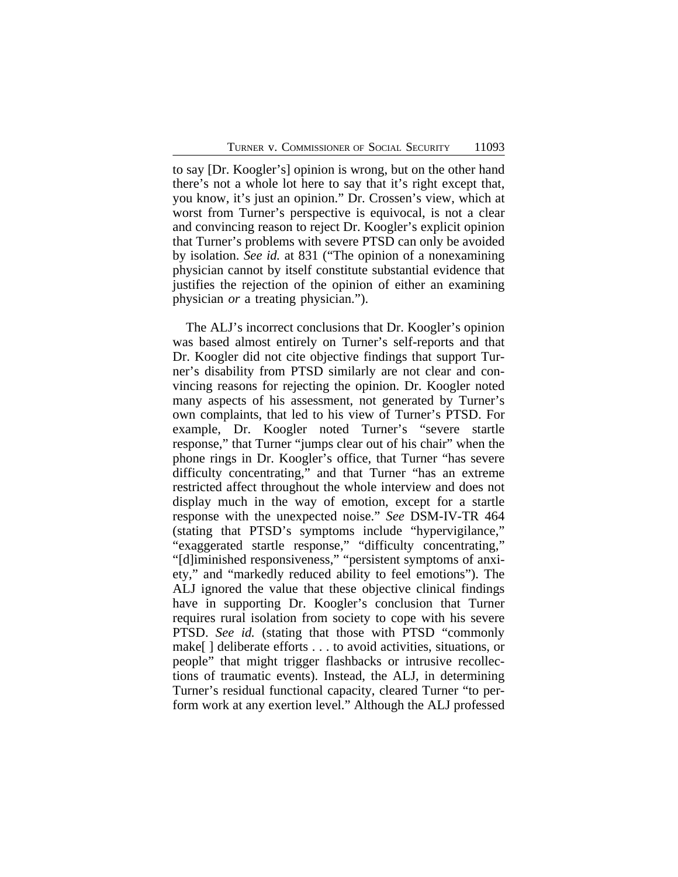to say [Dr. Koogler's] opinion is wrong, but on the other hand there's not a whole lot here to say that it's right except that, you know, it's just an opinion." Dr. Crossen's view, which at worst from Turner's perspective is equivocal, is not a clear and convincing reason to reject Dr. Koogler's explicit opinion that Turner's problems with severe PTSD can only be avoided by isolation. *See id.* at 831 ("The opinion of a nonexamining physician cannot by itself constitute substantial evidence that justifies the rejection of the opinion of either an examining physician *or* a treating physician.").

The ALJ's incorrect conclusions that Dr. Koogler's opinion was based almost entirely on Turner's self-reports and that Dr. Koogler did not cite objective findings that support Turner's disability from PTSD similarly are not clear and convincing reasons for rejecting the opinion. Dr. Koogler noted many aspects of his assessment, not generated by Turner's own complaints, that led to his view of Turner's PTSD. For example, Dr. Koogler noted Turner's "severe startle response," that Turner "jumps clear out of his chair" when the phone rings in Dr. Koogler's office, that Turner "has severe difficulty concentrating," and that Turner "has an extreme restricted affect throughout the whole interview and does not display much in the way of emotion, except for a startle response with the unexpected noise." *See* DSM-IV-TR 464 (stating that PTSD's symptoms include "hypervigilance," "exaggerated startle response," "difficulty concentrating," "[d]iminished responsiveness," "persistent symptoms of anxiety," and "markedly reduced ability to feel emotions"). The ALJ ignored the value that these objective clinical findings have in supporting Dr. Koogler's conclusion that Turner requires rural isolation from society to cope with his severe PTSD. *See id.* (stating that those with PTSD "commonly make[ ] deliberate efforts . . . to avoid activities, situations, or people" that might trigger flashbacks or intrusive recollections of traumatic events). Instead, the ALJ, in determining Turner's residual functional capacity, cleared Turner "to perform work at any exertion level." Although the ALJ professed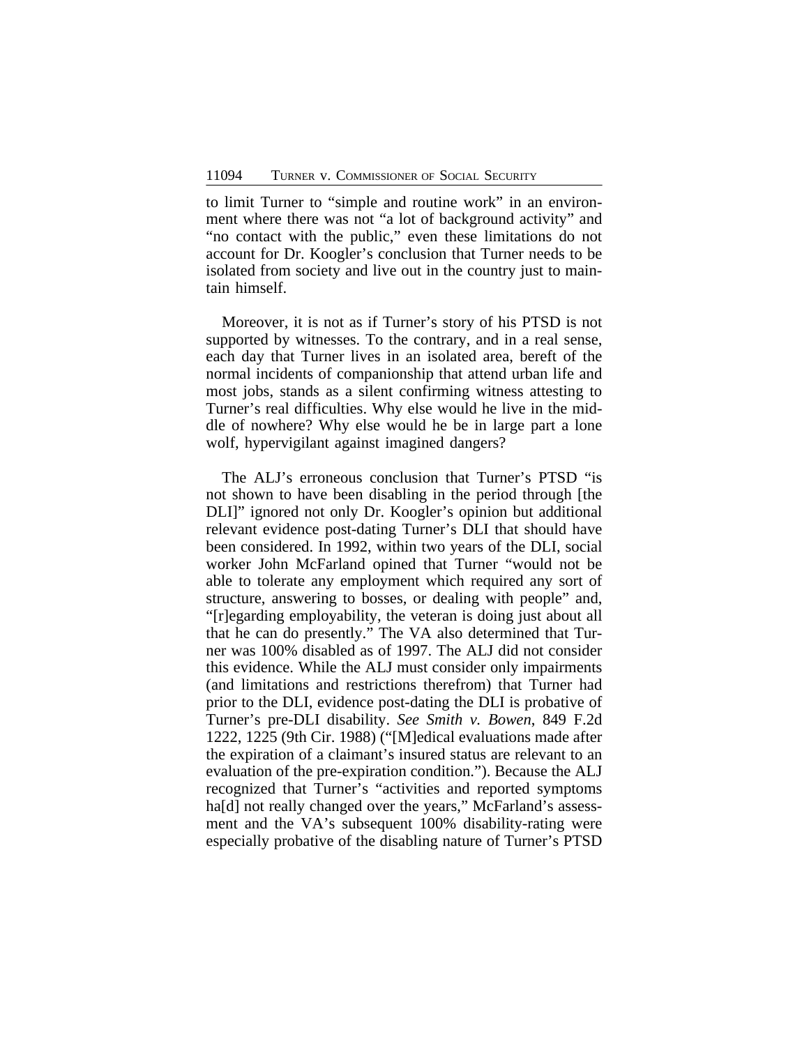to limit Turner to "simple and routine work" in an environment where there was not "a lot of background activity" and "no contact with the public," even these limitations do not account for Dr. Koogler's conclusion that Turner needs to be isolated from society and live out in the country just to maintain himself.

Moreover, it is not as if Turner's story of his PTSD is not supported by witnesses. To the contrary, and in a real sense, each day that Turner lives in an isolated area, bereft of the normal incidents of companionship that attend urban life and most jobs, stands as a silent confirming witness attesting to Turner's real difficulties. Why else would he live in the middle of nowhere? Why else would he be in large part a lone wolf, hypervigilant against imagined dangers?

The ALJ's erroneous conclusion that Turner's PTSD "is not shown to have been disabling in the period through [the DLI]" ignored not only Dr. Koogler's opinion but additional relevant evidence post-dating Turner's DLI that should have been considered. In 1992, within two years of the DLI, social worker John McFarland opined that Turner "would not be able to tolerate any employment which required any sort of structure, answering to bosses, or dealing with people" and, "[r]egarding employability, the veteran is doing just about all that he can do presently." The VA also determined that Turner was 100% disabled as of 1997. The ALJ did not consider this evidence. While the ALJ must consider only impairments (and limitations and restrictions therefrom) that Turner had prior to the DLI, evidence post-dating the DLI is probative of Turner's pre-DLI disability. *See Smith v. Bowen*, 849 F.2d 1222, 1225 (9th Cir. 1988) ("[M]edical evaluations made after the expiration of a claimant's insured status are relevant to an evaluation of the pre-expiration condition."). Because the ALJ recognized that Turner's "activities and reported symptoms ha[d] not really changed over the years," McFarland's assessment and the VA's subsequent 100% disability-rating were especially probative of the disabling nature of Turner's PTSD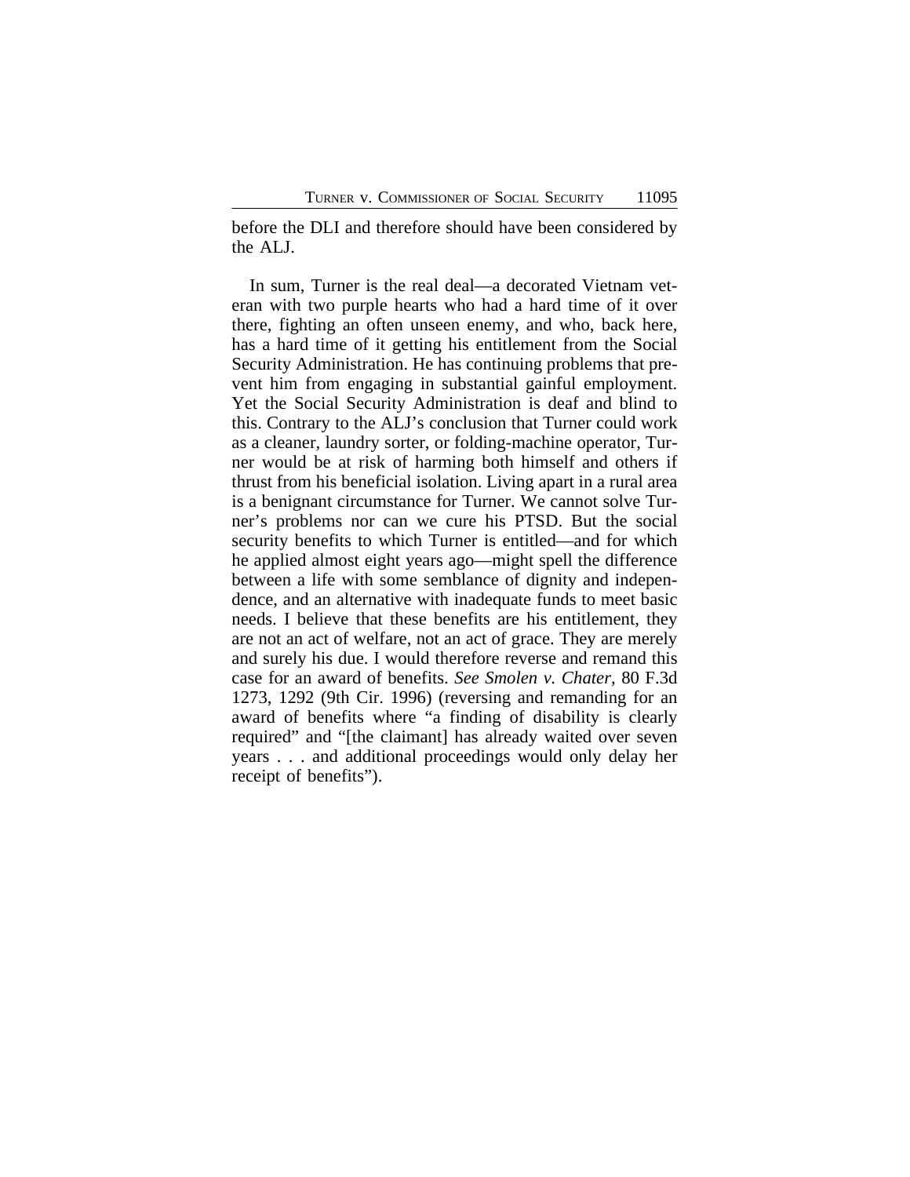before the DLI and therefore should have been considered by the ALJ.

In sum, Turner is the real deal—a decorated Vietnam veteran with two purple hearts who had a hard time of it over there, fighting an often unseen enemy, and who, back here, has a hard time of it getting his entitlement from the Social Security Administration. He has continuing problems that prevent him from engaging in substantial gainful employment. Yet the Social Security Administration is deaf and blind to this. Contrary to the ALJ's conclusion that Turner could work as a cleaner, laundry sorter, or folding-machine operator, Turner would be at risk of harming both himself and others if thrust from his beneficial isolation. Living apart in a rural area is a benignant circumstance for Turner. We cannot solve Turner's problems nor can we cure his PTSD. But the social security benefits to which Turner is entitled—and for which he applied almost eight years ago—might spell the difference between a life with some semblance of dignity and independence, and an alternative with inadequate funds to meet basic needs. I believe that these benefits are his entitlement, they are not an act of welfare, not an act of grace. They are merely and surely his due. I would therefore reverse and remand this case for an award of benefits. *See Smolen v. Chater*, 80 F.3d 1273, 1292 (9th Cir. 1996) (reversing and remanding for an award of benefits where "a finding of disability is clearly required" and "[the claimant] has already waited over seven years . . . and additional proceedings would only delay her receipt of benefits").